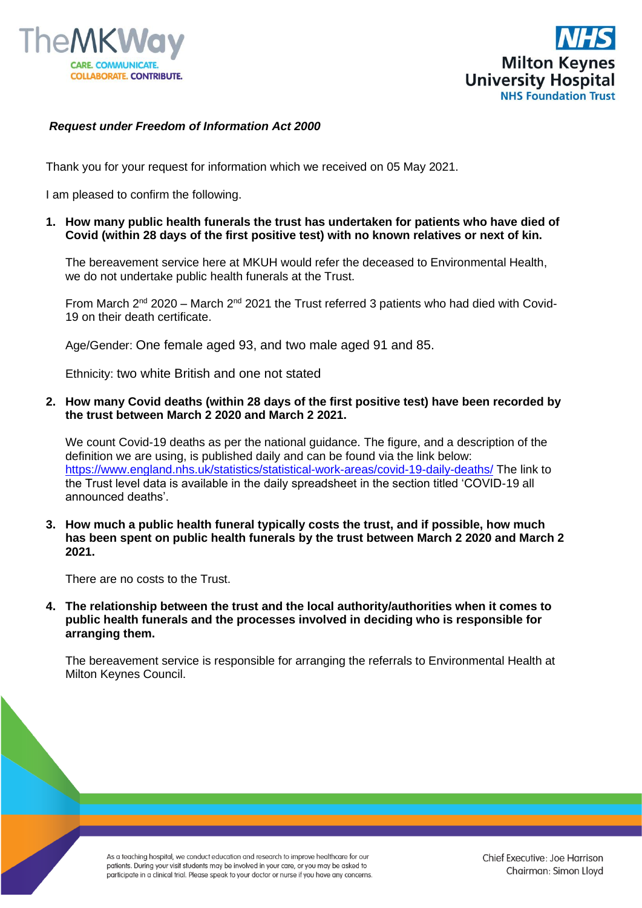***Request under Freedom of Information Act 2000***

Thank you for your request for information which we received on 05 May 2021.

I am pleased to confirm the following.

1. **How many public health funerals the trust has undertaken for patients who have died of Covid (within 28 days of the first positive test) with no known relatives or next of kin.**

   The bereavement service here at MKUH would refer the deceased to Environmental Health, we do not undertake public health funerals at the Trust.

   From March 2nd 2020 – March 2nd 2021 the Trust referred 3 patients who had died with Covid-19 on their death certificate.

   Age/Gender: One female aged 93, and two male aged 91 and 85.

   Ethnicity: two white British and one not stated

2. **How many Covid deaths (within 28 days of the first positive test) have been recorded by the trust between March 2 2020 and March 2 2021.**

   We count Covid-19 deaths as per the national guidance. The figure, and a description of the definition we are using, is published daily and can be found via the link below: https://www.england.nhs.uk/statistics/statistical-work-areas/covid-19-daily-deaths/ The link to the Trust level data is available in the daily spreadsheet in the section titled 'COVID-19 all announced deaths'.

3. **How much a public health funeral typically costs the trust, and if possible, how much has been spent on public health funerals by the trust between March 2 2020 and March 2 2021.**

   There are no costs to the Trust.

4. **The relationship between the trust and the local authority/authorities when it comes to public health funerals and the processes involved in deciding who is responsible for arranging them.**

   The bereavement service is responsible for arranging the referrals to Environmental Health at Milton Keynes Council.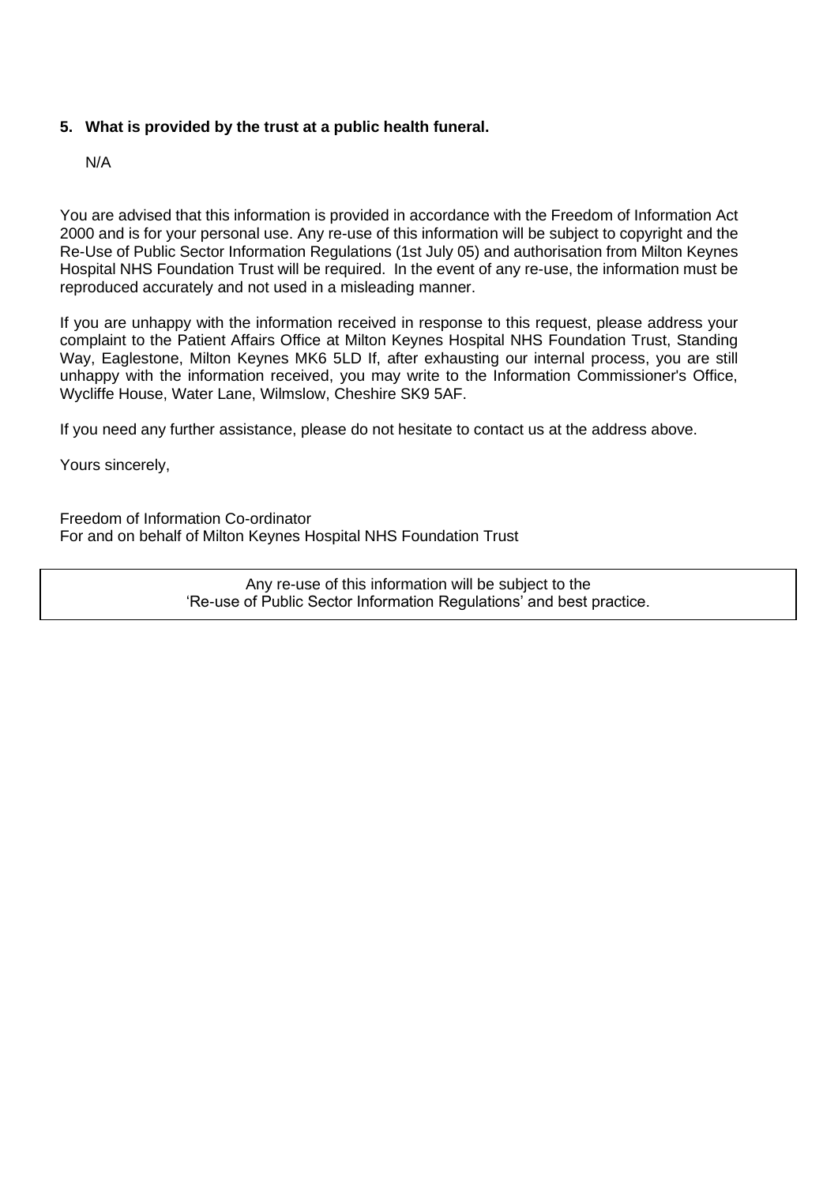5. **What is provided by the trust at a public health funeral.**

   N/A

You are advised that this information is provided in accordance with the Freedom of Information Act 2000 and is for your personal use. Any re-use of this information will be subject to copyright and the Re-Use of Public Sector Information Regulations (1st July 05) and authorisation from Milton Keynes Hospital NHS Foundation Trust will be required. In the event of any re-use, the information must be reproduced accurately and not used in a misleading manner.

If you are unhappy with the information received in response to this request, please address your complaint to the Patient Affairs Office at Milton Keynes Hospital NHS Foundation Trust, Standing Way, Eaglestone, Milton Keynes MK6 5LD If, after exhausting our internal process, you are still unhappy with the information received, you may write to the Information Commissioner's Office, Wycliffe House, Water Lane, Wilmslow, Cheshire SK9 5AF.

If you need any further assistance, please do not hesitate to contact us at the address above.

Yours sincerely,

Freedom of Information Co-ordinator
For and on behalf of Milton Keynes Hospital NHS Foundation Trust

Any re-use of this information will be subject to the
'Re-use of Public Sector Information Regulations' and best practice.